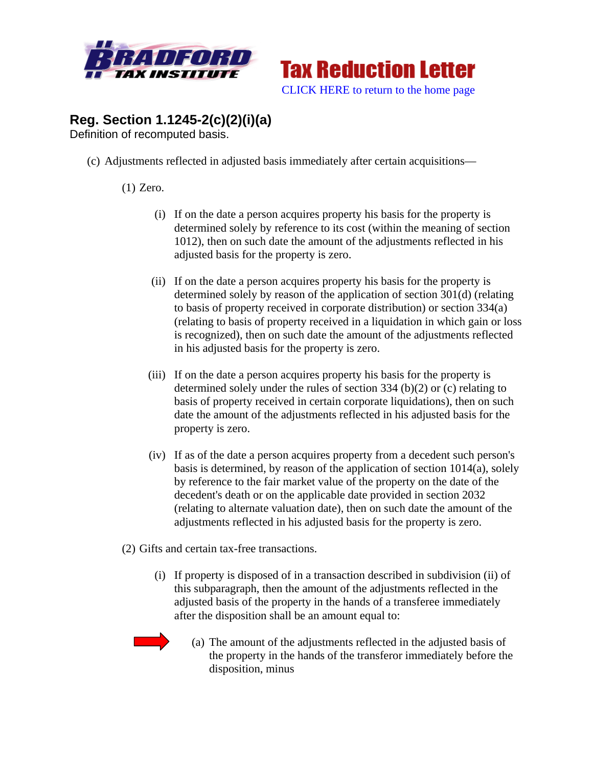Bradford Tax Institute

# Tax Reduction Letter

CLICK HERE to return to the home page

## Reg. Section 1.1245-2(c)(2)(i)(a)

Definition of recomputed basis.

(c) Adjustments reflected in adjusted basis immediately after certain acquisitions—

(1) Zero.

(i) If on the date a person acquires property his basis for the property is determined solely by reference to its cost (within the meaning of section 1012), then on such date the amount of the adjustments reflected in his adjusted basis for the property is zero.

(ii) If on the date a person acquires property his basis for the property is determined solely by reason of the application of section 301(d) (relating to basis of property received in corporate distribution) or section 334(a) (relating to basis of property received in a liquidation in which gain or loss is recognized), then on such date the amount of the adjustments reflected in his adjusted basis for the property is zero.

(iii) If on the date a person acquires property his basis for the property is determined solely under the rules of section 334 (b)(2) or (c) relating to basis of property received in certain corporate liquidations), then on such date the amount of the adjustments reflected in his adjusted basis for the property is zero.

(iv) If as of the date a person acquires property from a decedent such person's basis is determined, by reason of the application of section 1014(a), solely by reference to the fair market value of the property on the date of the decedent's death or on the applicable date provided in section 2032 (relating to alternate valuation date), then on such date the amount of the adjustments reflected in his adjusted basis for the property is zero.

(2) Gifts and certain tax-free transactions.

(i) If property is disposed of in a transaction described in subdivision (ii) of this subparagraph, then the amount of the adjustments reflected in the adjusted basis of the property in the hands of a transferee immediately after the disposition shall be an amount equal to:

(a) The amount of the adjustments reflected in the adjusted basis of the property in the hands of the transferor immediately before the disposition, minus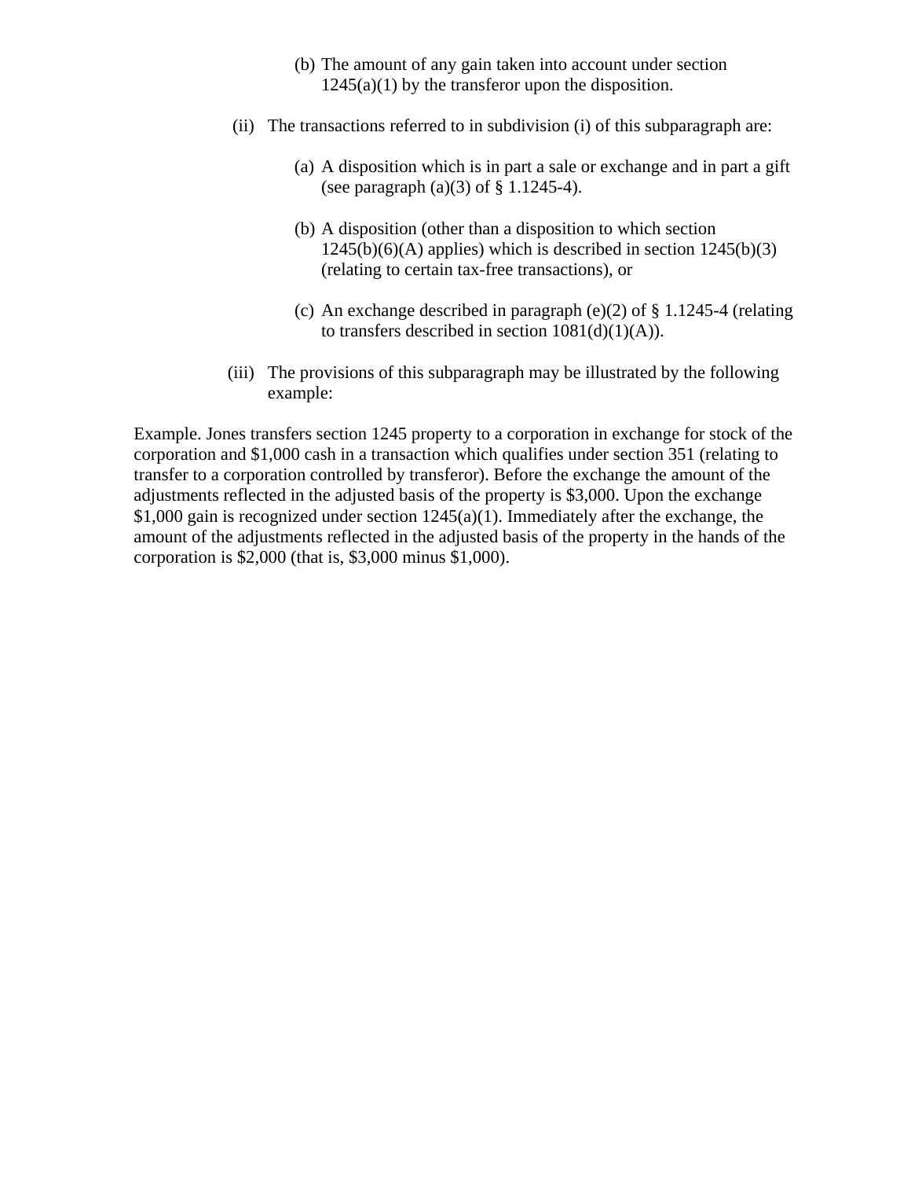(b) The amount of any gain taken into account under section 1245(a)(1) by the transferor upon the disposition.

(ii) The transactions referred to in subdivision (i) of this subparagraph are:

(a) A disposition which is in part a sale or exchange and in part a gift (see paragraph (a)(3) of § 1.1245-4).

(b) A disposition (other than a disposition to which section 1245(b)(6)(A) applies) which is described in section 1245(b)(3) (relating to certain tax-free transactions), or

(c) An exchange described in paragraph (e)(2) of § 1.1245-4 (relating to transfers described in section 1081(d)(1)(A)).

(iii) The provisions of this subparagraph may be illustrated by the following example:

Example. Jones transfers section 1245 property to a corporation in exchange for stock of the corporation and $1,000 cash in a transaction which qualifies under section 351 (relating to transfer to a corporation controlled by transferor). Before the exchange the amount of the adjustments reflected in the adjusted basis of the property is $3,000. Upon the exchange $1,000 gain is recognized under section 1245(a)(1). Immediately after the exchange, the amount of the adjustments reflected in the adjusted basis of the property in the hands of the corporation is $2,000 (that is, $3,000 minus $1,000).